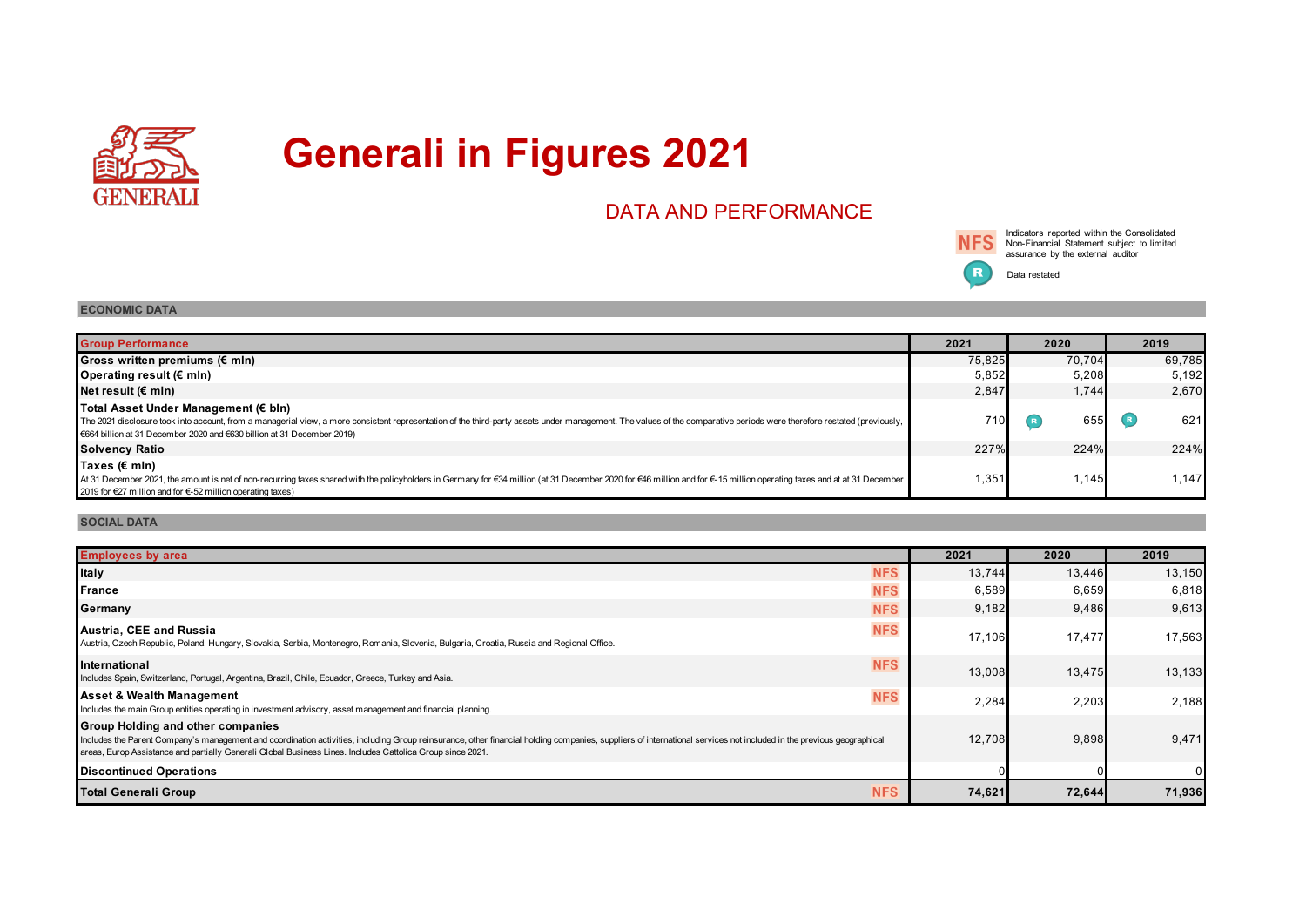# Generali in Figures 2021

## DATA AND PERFORMANCE

NFS: Indicators reported within the Consolidated Non-Financial Statement subject to limited assurance by the external auditor

R: Data restated

### ECONOMIC DATA

| Group Performance | 2021 | 2020 | 2019 |
|---|---|---|---|
| **Gross written premiums (€ mln)** | 75,825 | 70,704 | 69,785 |
| **Operating result (€ mln)** | 5,852 | 5,208 | 5,192 |
| **Net result (€ mln)** | 2,847 | 1,744 | 2,670 |
| **Total Asset Under Management (€ bln)** The 2021 disclosure took into account, from a managerial view, a more consistent representation of the third-party assets under management. The values of the comparative periods were therefore restated (previously, €664 billion at 31 December 2020 and €630 billion at 31 December 2019) | 710 | R 655 | R 621 |
| **Solvency Ratio** | 227% | 224% | 224% |
| **Taxes (€ mln)** At 31 December 2021, the amount is net of non-recurring taxes shared with the policyholders in Germany for €34 million (at 31 December 2020 for €46 million and for €-15 million operating taxes and at at 31 December 2019 for €27 million and for €-52 million operating taxes) | 1,351 | 1,145 | 1,147 |

### SOCIAL DATA

| Employees by area | | 2021 | 2020 | 2019 |
|---|---|---|---|---|
| **Italy** | NFS | 13,744 | 13,446 | 13,150 |
| **France** | NFS | 6,589 | 6,659 | 6,818 |
| **Germany** | NFS | 9,182 | 9,486 | 9,613 |
| **Austria, CEE and Russia** Austria, Czech Republic, Poland, Hungary, Slovakia, Serbia, Montenegro, Romania, Slovenia, Bulgaria, Croatia, Russia and Regional Office. | NFS | 17,106 | 17,477 | 17,563 |
| **International** Includes Spain, Switzerland, Portugal, Argentina, Brazil, Chile, Ecuador, Greece, Turkey and Asia. | NFS | 13,008 | 13,475 | 13,133 |
| **Asset & Wealth Management** Includes the main Group entities operating in investment advisory, asset management and financial planning. | NFS | 2,284 | 2,203 | 2,188 |
| **Group Holding and other companies** Includes the Parent Company's management and coordination activities, including Group reinsurance, other financial holding companies, suppliers of international services not included in the previous geographical areas, Europ Assistance and partially Generali Global Business Lines. Includes Cattolica Group since 2021. | | 12,708 | 9,898 | 9,471 |
| **Discontinued Operations** | | 0 | 0 | 0 |
| **Total Generali Group** | NFS | **74,621** | **72,644** | **71,936** |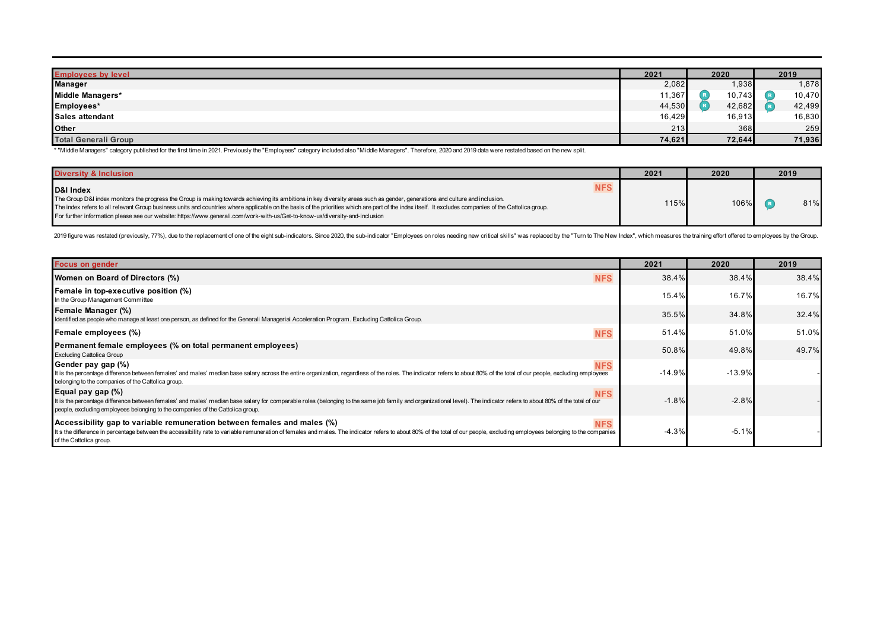| Employees by level | 2021 | 2020 | 2019 |
|---|---|---|---|
| **Manager** | 2,082 | 1,938 | 1,878 |
| **Middle Managers*** | 11,367 | R 10,743 | R 10,470 |
| **Employees*** | 44,530 | R 42,682 | R 42,499 |
| **Sales attendant** | 16,429 | 16,913 | 16,830 |
| **Other** | 213 | 368 | 259 |
| **Total Generali Group** | **74,621** | **72,644** | **71,936** |

* "Middle Managers" category published for the first time in 2021. Previously the "Employees" category included also "Middle Managers". Therefore, 2020 and 2019 data were restated based on the new split.

| Diversity & Inclusion | 2021 | 2020 | 2019 |
|---|---|---|---|
| **D&I Index** NFS<br>The Group D&I index monitors the progress the Group is making towards achieving its ambitions in key diversity areas such as gender, generations and culture and inclusion.<br>The index refers to all relevant Group business units and countries where applicable on the basis of the priorities which are part of the index itself. It excludes companies of the Cattolica group.<br>For further information please see our website: https://www.generali.com/work-with-us/Get-to-know-us/diversity-and-inclusion | 115% | 106% | R 81% |

2019 figure was restated (previously, 77%), due to the replacement of one of the eight sub-indicators. Since 2020, the sub-indicator "Employees on roles needing new critical skills" was replaced by the "Turn to The New Index", which measures the training effort offered to employees by the Group.

| Focus on gender | 2021 | 2020 | 2019 |
|---|---|---|---|
| **Women on Board of Directors (%)** NFS | 38.4% | 38.4% | 38.4% |
| **Female in top-executive position (%)**<br>In the Group Management Committee | 15.4% | 16.7% | 16.7% |
| **Female Manager (%)**<br>Identified as people who manage at least one person, as defined for the Generali Managerial Acceleration Program. Excluding Cattolica Group. | 35.5% | 34.8% | 32.4% |
| **Female employees (%)** NFS | 51.4% | 51.0% | 51.0% |
| **Permanent female employees (% on total permanent employees)**<br>Excluding Cattolica Group | 50.8% | 49.8% | 49.7% |
| **Gender pay gap (%)** NFS<br>It is the percentage difference between females' and males' median base salary across the entire organization, regardless of the roles. The indicator refers to about 80% of the total of our people, excluding employees belonging to the companies of the Cattolica group. | -14.9% | -13.9% | - |
| **Equal pay gap (%)** NFS<br>It is the percentage difference between females' and males' median base salary for comparable roles (belonging to the same job family and organizational level). The indicator refers to about 80% of the total of our people, excluding employees belonging to the companies of the Cattolica group. | -1.8% | -2.8% | - |
| **Accessibility gap to variable remuneration between females and males (%)** NFS<br>It s the difference in percentage between the accessibility rate to variable remuneration of females and males. The indicator refers to about 80% of the total of our people, excluding employees belonging to the companies of the Cattolica group. | -4.3% | -5.1% | - |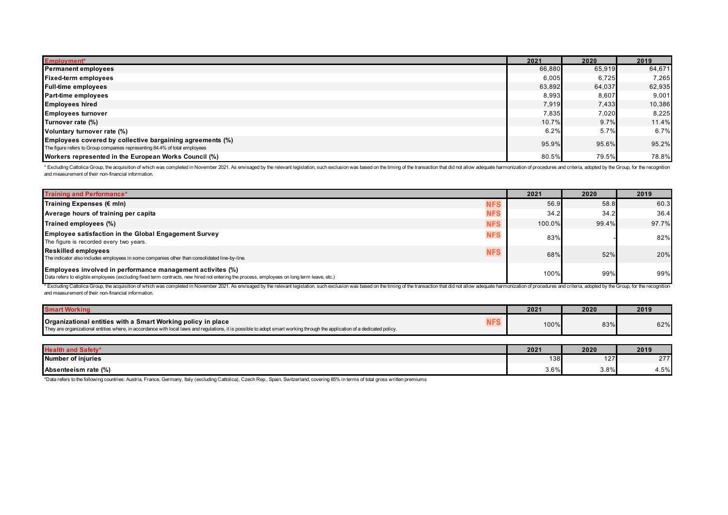| Employment* | 2021 | 2020 | 2019 |
|---|---|---|---|
| **Permanent employees** | 66,880 | 65,919 | 64,671 |
| **Fixed-term employees** | 6,005 | 6,725 | 7,265 |
| **Full-time employees** | 63,892 | 64,037 | 62,935 |
| **Part-time employees** | 8,993 | 8,607 | 9,001 |
| **Employees hired** | 7,919 | 7,433 | 10,386 |
| **Employees turnover** | 7,835 | 7,020 | 8,225 |
| **Turnover rate (%)** | 10.7% | 9.7% | 11.4% |
| **Voluntary turnover rate (%)** | 6.2% | 5.7% | 6.7% |
| **Employees covered by collective bargaining agreements (%)** The figure refers to Group companies representing 84.4% of total employees | 95.9% | 95.6% | 95.2% |
| **Workers represented in the European Works Council (%)** | 80.5% | 79.5% | 78.8% |

\* Excluding Cattolica Group, the acquisition of which was completed in November 2021. As envisaged by the relevant legislation, such exclusion was based on the timing of the transaction that did not allow adequate harmonization of procedures and criteria, adopted by the Group, for the recognition and measurement of their non-financial information.

| Training and Performance* | | 2021 | 2020 | 2019 |
|---|---|---|---|---|
| **Training Expenses (€ mln)** | NFS | 56.9 | 58.8 | 60.3 |
| **Average hours of training per capita** | NFS | 34.2 | 34.2 | 36.4 |
| **Trained employees (%)** | NFS | 100.0% | 99.4% | 97.7% |
| **Employee satisfaction in the Global Engagement Survey** The figure is recorded every two years. | NFS | 83% | - | 82% |
| **Reskilled employees** The indicator also includes employees in some companies other than consolidated line-by-line. | NFS | 68% | 52% | 20% |
| **Employees involved in performance management activites (%)** Data refers to eligible employees (excluding fixed term contracts, new hired not entering the process, employees on long term leave, etc.) | | 100% | 99% | 99% |

\* Excluding Cattolica Group, the acquisition of which was completed in November 2021. As envisaged by the relevant legislation, such exclusion was based on the timing of the transaction that did not allow adequate harmonization of procedures and criteria, adopted by the Group, for the recognition and measurement of their non-financial information.

| Smart Working | | 2021 | 2020 | 2019 |
|---|---|---|---|---|
| **Organizational entities with a Smart Working policy in place** They are organizational entities where, in accordance with local laws and regulations, it is possible to adopt smart working through the application of a dedicated policy. | NFS | 100% | 83% | 62% |

| Health and Safety* | 2021 | 2020 | 2019 |
|---|---|---|---|
| **Number of injuries** | 138 | 127 | 277 |
| **Absenteeism rate (%)** | 3.6% | 3.8% | 4.5% |

\*Data refers to the following countries: Austria, France, Germany, Italy (excluding Cattolica), Czech Rep., Spain, Switzerland, covering 85% in terms of total gross written premiums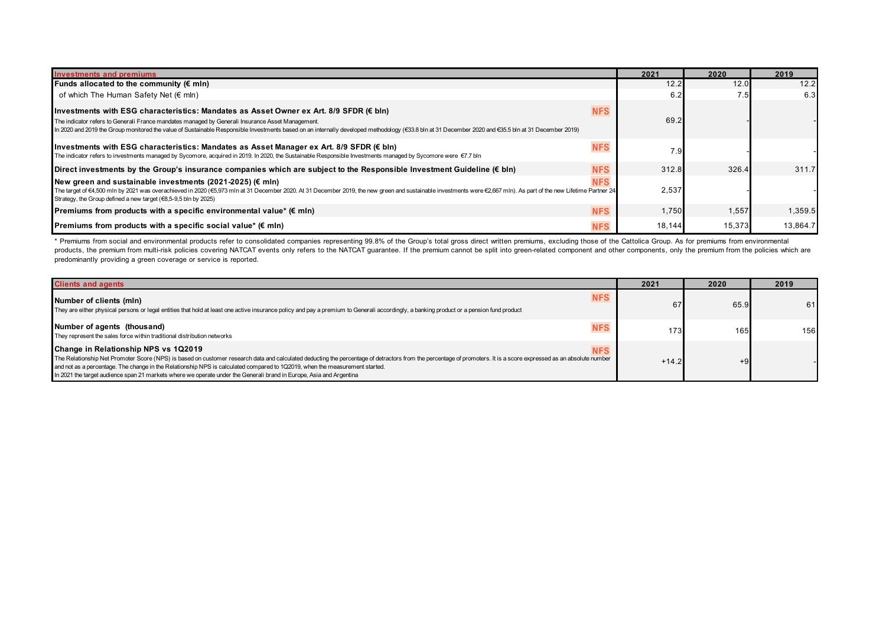| Investments and premiums | | 2021 | 2020 | 2019 |
|---|---|---|---|---|
| **Funds allocated to the community (€ mln)** | | 12.2 | 12.0 | 12.2 |
| of which The Human Safety Net (€ mln) | | 6.2 | 7.5 | 6.3 |
| **Investments with ESG characteristics: Mandates as Asset Owner ex Art. 8/9 SFDR (€ bln)**<br>The indicator refers to Generali France mandates managed by Generali Insurance Asset Management.<br>In 2020 and 2019 the Group monitored the value of Sustainable Responsible Investments based on an internally developed methodology (€33.8 bln at 31 December 2020 and €35.5 bln at 31 December 2019) | NFS | 69.2 | - | - |
| **Investments with ESG characteristics: Mandates as Asset Manager ex Art. 8/9 SFDR (€ bln)**<br>The indicator refers to investments managed by Sycomore, acquired in 2019. In 2020, the Sustainable Responsible Investments managed by Sycomore were €7.7 bln | NFS | 7.9 | - | - |
| **Direct investments by the Group's insurance companies which are subject to the Responsible Investment Guideline (€ bln)** | NFS | 312.8 | 326.4 | 311.7 |
| **New green and sustainable investments (2021-2025) (€ mln)**<br>The target of €4,500 mln by 2021 was overachieved in 2020 (€5,973 mln at 31 December 2020. At 31 December 2019, the new green and sustainable investments were €2,667 mln). As part of the new Lifetime Partner 24 Strategy, the Group defined a new target (€8,5-9,5 bln by 2025) | NFS | 2,537 | - | - |
| **Premiums from products with a specific environmental value* (€ mln)** | NFS | 1,750 | 1,557 | 1,359.5 |
| **Premiums from products with a specific social value* (€ mln)** | NFS | 18,144 | 15,373 | 13,864.7 |

* Premiums from social and environmental products refer to consolidated companies representing 99.8% of the Group's total gross direct written premiums, excluding those of the Cattolica Group. As for premiums from environmental products, the premium from multi-risk policies covering NATCAT events only refers to the NATCAT guarantee. If the premium cannot be split into green-related component and other components, only the premium from the policies which are predominantly providing a green coverage or service is reported.

| Clients and agents | | 2021 | 2020 | 2019 |
|---|---|---|---|---|
| **Number of clients (mln)**<br>They are either physical persons or legal entities that hold at least one active insurance policy and pay a premium to Generali accordingly, a banking product or a pension fund product | NFS | 67 | 65.9 | 61 |
| **Number of agents (thousand)**<br>They represent the sales force within traditional distribution networks | NFS | 173 | 165 | 156 |
| **Change in Relationship NPS vs 1Q2019**<br>The Relationship Net Promoter Score (NPS) is based on customer research data and calculated deducting the percentage of detractors from the percentage of promoters. It is a score expressed as an absolute number and not as a percentage. The change in the Relationship NPS is calculated compared to 1Q2019, when the measurement started.<br>In 2021 the target audience span 21 markets where we operate under the Generali brand in Europe, Asia and Argentina | NFS | +14.2 | +9 | - |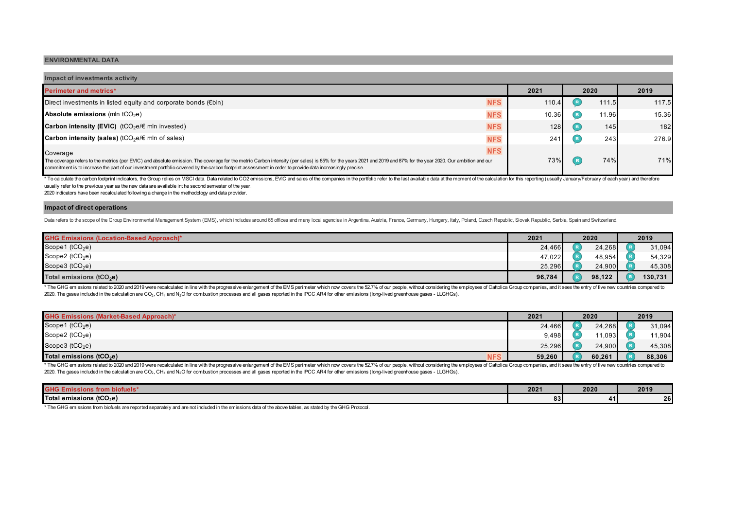## ENVIRONMENTAL DATA

### Impact of investments activity

| Perimeter and metrics* | | 2021 | 2020 | 2019 |
|---|---|---|---|---|
| Direct investments in listed equity and corporate bonds (€bln) | NFS | 110.4 | R 111.5 | 117.5 |
| **Absolute emissions** (mln $tCO_2e$) | NFS | 10.36 | R 11.96 | 15.36 |
| **Carbon intensity (EVIC)** ($tCO_2e$/€ mln invested) | NFS | 128 | R 145 | 182 |
| **Carbon intensity (sales)** ($tCO_2e$/€ mln of sales) | NFS | 241 | R 243 | 276.9 |
| Coverage<br>The coverage refers to the metrics (per EVIC) and absolute emission. The coverage for the metric Carbon intensity (per sales) is 85% for the years 2021 and 2019 and 87% for the year 2020. Our ambition and our commitment is to increase the part of our investment portfolio covered by the carbon footprint assessment in order to provide data increasingly precise. | NFS | 73% | R 74% | 71% |

* To calculate the carbon footprint indicators, the Group relies on MSCI data. Data related to CO2 emissions, EVIC and sales of the companies in the portfolio refer to the last available data at the moment of the calculation for this reporting (usually January/February of each year) and therefore usually refer to the previous year as the new data are available int he second semester of the year.
2020 indicators have been recalculated following a change in the methodology and data provider.

### Impact of direct operations

Data refers to the scope of the Group Environmental Management System (EMS), which includes around 65 offices and many local agencies in Argentina, Austria, France, Germany, Hungary, Italy, Poland, Czech Republic, Slovak Republic, Serbia, Spain and Switzerland.

| GHG Emissions (Location-Based Approach)* | 2021 | 2020 | 2019 |
|---|---|---|---|
| Scope1 ($tCO_2e$) | 24,466 | R 24,268 | R 31,094 |
| Scope2 ($tCO_2e$) | 47,022 | R 48,954 | R 54,329 |
| Scope3 ($tCO_2e$) | 25,296 | R 24,900 | R 45,308 |
| **Total emissions ($tCO_2e$)** | **96,784** | R **98,122** | R **130,731** |

* The GHG emissions related to 2020 and 2019 were recalculated in line with the progressive enlargement of the EMS perimeter which now covers the 52.7% of our people, without considering the employees of Cattolica Group companies, and it sees the entry of five new countries compared to 2020. The gases included in the calculation are $CO_2$, $CH_4$ and $N_2O$ for combustion processes and all gases reported in the IPCC AR4 for other emissions (long-lived greenhouse gases - LLGHGs).

| GHG Emissions (Market-Based Approach)* | | 2021 | 2020 | 2019 |
|---|---|---|---|---|
| Scope1 ($tCO_2e$) | | 24,466 | R 24,268 | R 31,094 |
| Scope2 ($tCO_2e$) | | 9,498 | R 11,093 | R 11,904 |
| Scope3 ($tCO_2e$) | | 25,296 | R 24,900 | R 45,308 |
| **Total emissions ($tCO_2e$)** | NFS | **59,260** | R **60,261** | R **88,306** |

* The GHG emissions related to 2020 and 2019 were recalculated in line with the progressive enlargement of the EMS perimeter which now covers the 52.7% of our people, without considering the employees of Cattolica Group companies, and it sees the entry of five new countries compared to 2020. The gases included in the calculation are $CO_2$, $CH_4$ and $N_2O$ for combustion processes and all gases reported in the IPCC AR4 for other emissions (long-lived greenhouse gases - LLGHGs).

| GHG Emissions from biofuels* | 2021 | 2020 | 2019 |
|---|---|---|---|
| **Total emissions ($tCO_2e$)** | **83** | **41** | **26** |

* The GHG emissions from biofuels are reported separately and are not included in the emissions data of the above tables, as stated by the GHG Protocol.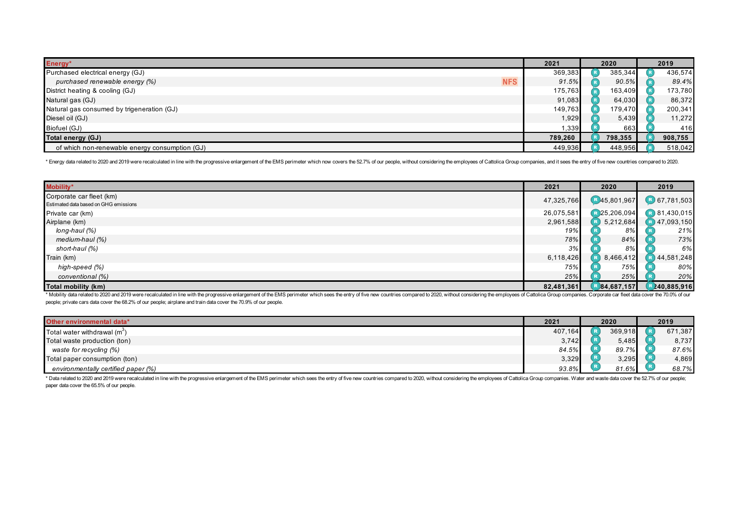| Energy* | | 2021 | 2020 | 2019 |
|---|---|---|---|---|
| Purchased electrical energy (GJ) | | 369,383 | R 385,344 | R 436,574 |
| *purchased renewable energy (%)* | NFS | *91.5%* | R *90.5%* | R *89.4%* |
| District heating & cooling (GJ) | | 175,763 | R 163,409 | R 173,780 |
| Natural gas (GJ) | | 91,083 | R 64,030 | R 86,372 |
| Natural gas consumed by trigeneration (GJ) | | 149,763 | R 179,470 | R 200,341 |
| Diesel oil (GJ) | | 1,929 | R 5,439 | R 11,272 |
| Biofuel (GJ) | | 1,339 | R 663 | R 416 |
| **Total energy (GJ)** | | **789,260** | R **798,355** | R **908,755** |
| of which non-renewable energy consumption (GJ) | | 449,936 | R 448,956 | R 518,042 |

\* Energy data related to 2020 and 2019 were recalculated in line with the progressive enlargement of the EMS perimeter which now covers the 52.7% of our people, without considering the employees of Cattolica Group companies, and it sees the entry of five new countries compared to 2020.

| Mobility* | 2021 | 2020 | 2019 |
|---|---|---|---|
| Corporate car fleet (km)<br>Estimated data based on GHG emissions | 47,325,766 | R 45,801,967 | R 67,781,503 |
| Private car (km) | 26,075,581 | R 25,206,094 | R 81,430,015 |
| Airplane (km) | 2,961,588 | R 5,212,684 | R 47,093,150 |
| *long-haul (%)* | *19%* | R *8%* | R *21%* |
| *medium-haul (%)* | *78%* | R *84%* | R *73%* |
| *short-haul (%)* | *3%* | R *8%* | R *6%* |
| Train (km) | 6,118,426 | R 8,466,412 | R 44,581,248 |
| *high-speed (%)* | *75%* | R *75%* | R *80%* |
| *conventional (%)* | *25%* | R *25%* | R *20%* |
| **Total mobility (km)** | **82,481,361** | R **84,687,157** | R **240,885,916** |

\* Mobility data related to 2020 and 2019 were recalculated in line with the progressive enlargement of the EMS perimeter which sees the entry of five new countries compared to 2020, without considering the employees of Cattolica Group companies. Corporate car fleet data cover the 70.0% of our people; private cars data cover the 68.2% of our people; airplane and train data cover the 70.9% of our people.

| Other environmental data* | 2021 | 2020 | 2019 |
|---|---|---|---|
| Total water withdrawal ($m^3$) | 407,164 | R 369,918 | R 671,387 |
| Total waste production (ton) | 3,742 | R 5,485 | R 8,737 |
| *waste for recycling (%)* | *84.5%* | R *89.7%* | R *87.6%* |
| Total paper consumption (ton) | 3,329 | R 3,295 | R 4,869 |
| *environmentally certified paper (%)* | *93.8%* | R *81.6%* | R *68.7%* |

\* Data related to 2020 and 2019 were recalculated in line with the progressive enlargement of the EMS perimeter which sees the entry of five new countries compared to 2020, without considering the employees of Cattolica Group companies. Water and waste data cover the 52.7% of our people; paper data cover the 65.5% of our people.